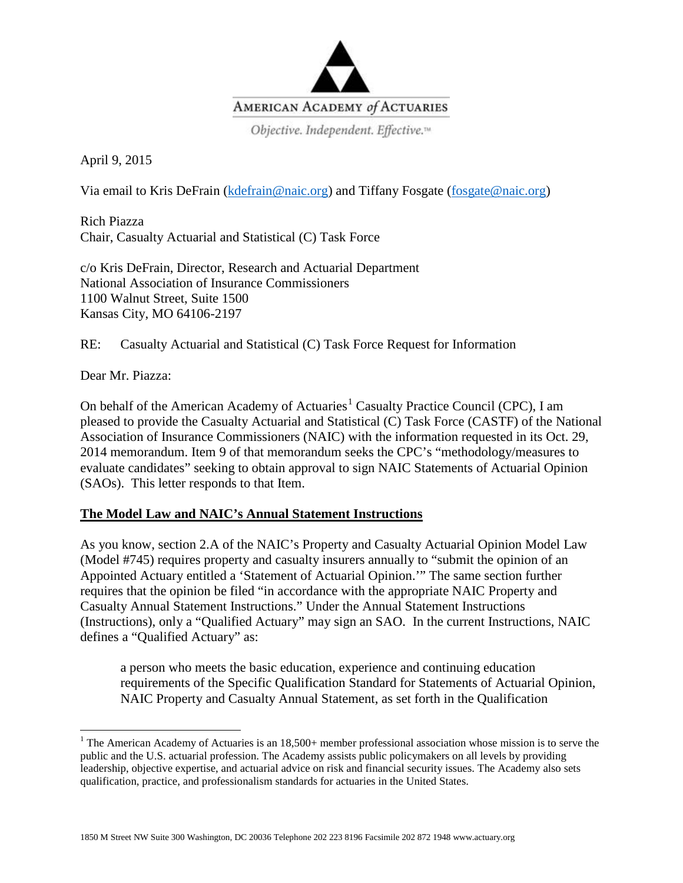AMERICAN ACADEMY *of* ACTUARIES

*Objective. Independent. Effective.*™

April 9, 2015

Via email to Kris DeFrain (kdefrain@naic.org) and Tiffany Fosgate (fosgate@naic.org)

Rich Piazza
Chair, Casualty Actuarial and Statistical (C) Task Force

c/o Kris DeFrain, Director, Research and Actuarial Department
National Association of Insurance Commissioners
1100 Walnut Street, Suite 1500
Kansas City, MO 64106-2197

RE: Casualty Actuarial and Statistical (C) Task Force Request for Information

Dear Mr. Piazza:

On behalf of the American Academy of Actuaries[1] Casualty Practice Council (CPC), I am pleased to provide the Casualty Actuarial and Statistical (C) Task Force (CASTF) of the National Association of Insurance Commissioners (NAIC) with the information requested in its Oct. 29, 2014 memorandum. Item 9 of that memorandum seeks the CPC's "methodology/measures to evaluate candidates" seeking to obtain approval to sign NAIC Statements of Actuarial Opinion (SAOs). This letter responds to that Item.

**The Model Law and NAIC's Annual Statement Instructions**

As you know, section 2.A of the NAIC's Property and Casualty Actuarial Opinion Model Law (Model #745) requires property and casualty insurers annually to "submit the opinion of an Appointed Actuary entitled a 'Statement of Actuarial Opinion.'" The same section further requires that the opinion be filed "in accordance with the appropriate NAIC Property and Casualty Annual Statement Instructions." Under the Annual Statement Instructions (Instructions), only a "Qualified Actuary" may sign an SAO. In the current Instructions, NAIC defines a "Qualified Actuary" as:

> a person who meets the basic education, experience and continuing education requirements of the Specific Qualification Standard for Statements of Actuarial Opinion, NAIC Property and Casualty Annual Statement, as set forth in the Qualification

[1] The American Academy of Actuaries is an 18,500+ member professional association whose mission is to serve the public and the U.S. actuarial profession. The Academy assists public policymakers on all levels by providing leadership, objective expertise, and actuarial advice on risk and financial security issues. The Academy also sets qualification, practice, and professionalism standards for actuaries in the United States.

1850 M Street NW Suite 300 Washington, DC 20036 Telephone 202 223 8196 Facsimile 202 872 1948 www.actuary.org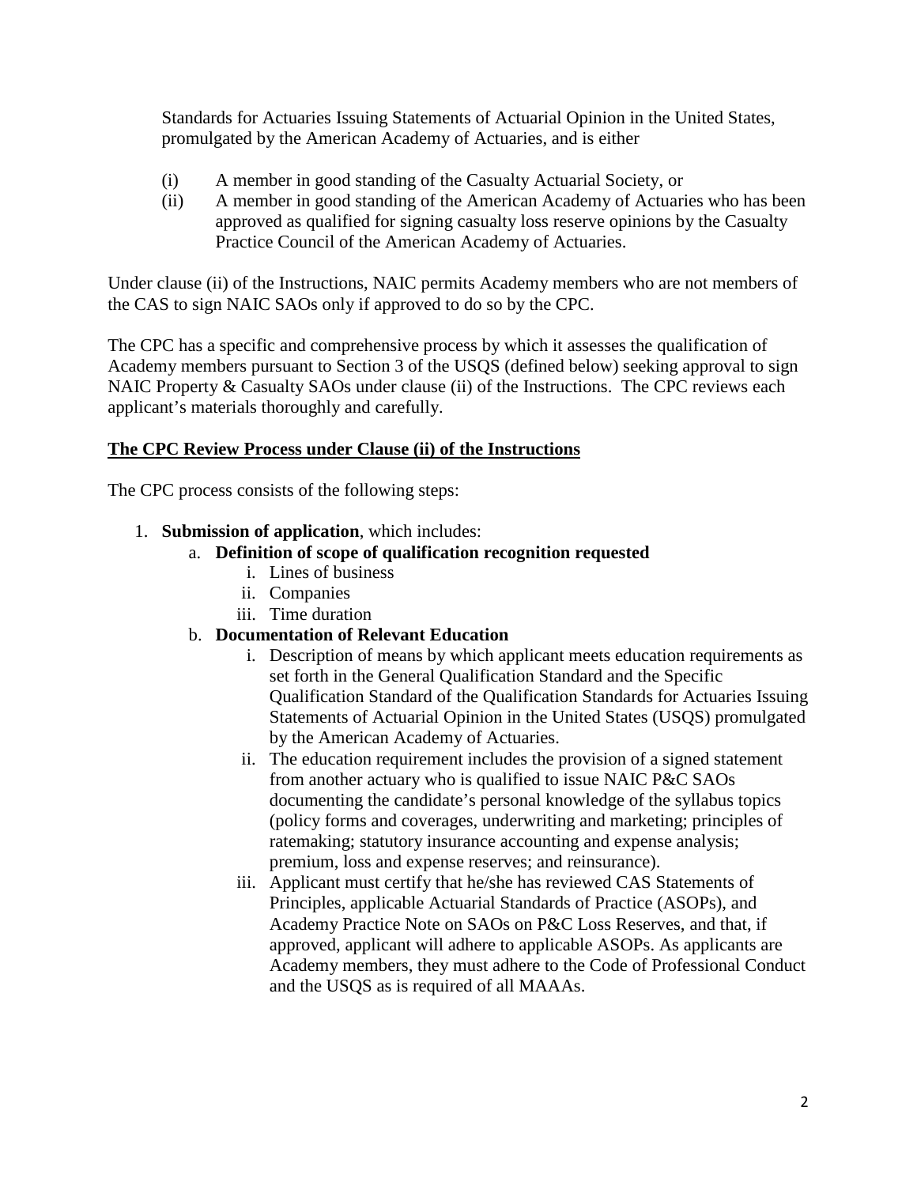Standards for Actuaries Issuing Statements of Actuarial Opinion in the United States, promulgated by the American Academy of Actuaries, and is either

(i) A member in good standing of the Casualty Actuarial Society, or

(ii) A member in good standing of the American Academy of Actuaries who has been approved as qualified for signing casualty loss reserve opinions by the Casualty Practice Council of the American Academy of Actuaries.

Under clause (ii) of the Instructions, NAIC permits Academy members who are not members of the CAS to sign NAIC SAOs only if approved to do so by the CPC.

The CPC has a specific and comprehensive process by which it assesses the qualification of Academy members pursuant to Section 3 of the USQS (defined below) seeking approval to sign NAIC Property & Casualty SAOs under clause (ii) of the Instructions. The CPC reviews each applicant's materials thoroughly and carefully.

## The CPC Review Process under Clause (ii) of the Instructions

The CPC process consists of the following steps:

1. **Submission of application**, which includes:
   a. **Definition of scope of qualification recognition requested**
      i. Lines of business
      ii. Companies
      iii. Time duration
   b. **Documentation of Relevant Education**
      i. Description of means by which applicant meets education requirements as set forth in the General Qualification Standard and the Specific Qualification Standard of the Qualification Standards for Actuaries Issuing Statements of Actuarial Opinion in the United States (USQS) promulgated by the American Academy of Actuaries.
      ii. The education requirement includes the provision of a signed statement from another actuary who is qualified to issue NAIC P&C SAOs documenting the candidate's personal knowledge of the syllabus topics (policy forms and coverages, underwriting and marketing; principles of ratemaking; statutory insurance accounting and expense analysis; premium, loss and expense reserves; and reinsurance).
      iii. Applicant must certify that he/she has reviewed CAS Statements of Principles, applicable Actuarial Standards of Practice (ASOPs), and Academy Practice Note on SAOs on P&C Loss Reserves, and that, if approved, applicant will adhere to applicable ASOPs. As applicants are Academy members, they must adhere to the Code of Professional Conduct and the USQS as is required of all MAAAs.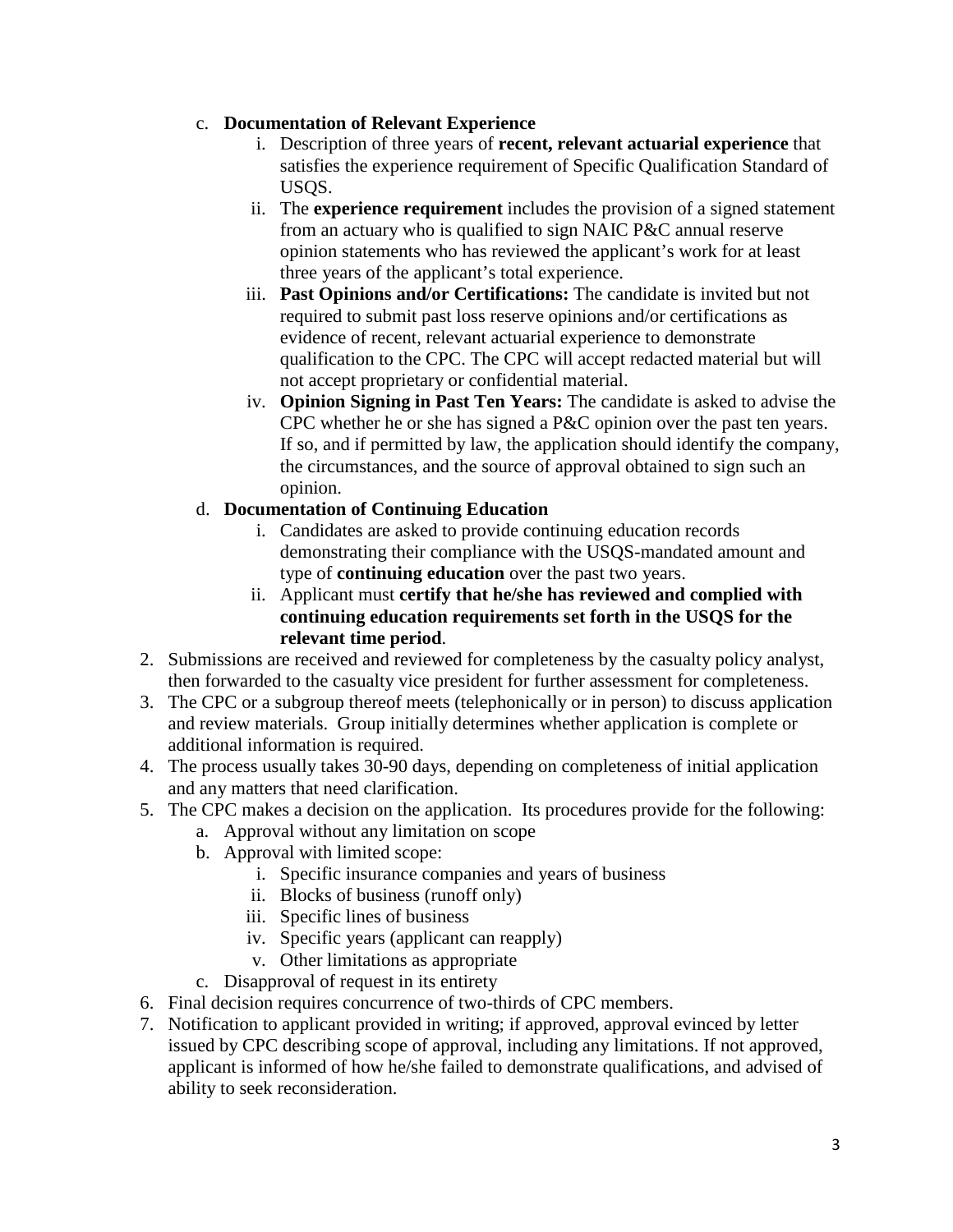c. **Documentation of Relevant Experience**
    i. Description of three years of **recent, relevant actuarial experience** that satisfies the experience requirement of Specific Qualification Standard of USQS.
    ii. The **experience requirement** includes the provision of a signed statement from an actuary who is qualified to sign NAIC P&C annual reserve opinion statements who has reviewed the applicant's work for at least three years of the applicant's total experience.
    iii. **Past Opinions and/or Certifications:** The candidate is invited but not required to submit past loss reserve opinions and/or certifications as evidence of recent, relevant actuarial experience to demonstrate qualification to the CPC. The CPC will accept redacted material but will not accept proprietary or confidential material.
    iv. **Opinion Signing in Past Ten Years:** The candidate is asked to advise the CPC whether he or she has signed a P&C opinion over the past ten years. If so, and if permitted by law, the application should identify the company, the circumstances, and the source of approval obtained to sign such an opinion.

d. **Documentation of Continuing Education**
    i. Candidates are asked to provide continuing education records demonstrating their compliance with the USQS-mandated amount and type of **continuing education** over the past two years.
    ii. Applicant must **certify that he/she has reviewed and complied with continuing education requirements set forth in the USQS for the relevant time period**.

2. Submissions are received and reviewed for completeness by the casualty policy analyst, then forwarded to the casualty vice president for further assessment for completeness.
3. The CPC or a subgroup thereof meets (telephonically or in person) to discuss application and review materials. Group initially determines whether application is complete or additional information is required.
4. The process usually takes 30-90 days, depending on completeness of initial application and any matters that need clarification.
5. The CPC makes a decision on the application. Its procedures provide for the following:
    a. Approval without any limitation on scope
    b. Approval with limited scope:
        i. Specific insurance companies and years of business
        ii. Blocks of business (runoff only)
        iii. Specific lines of business
        iv. Specific years (applicant can reapply)
        v. Other limitations as appropriate
    c. Disapproval of request in its entirety
6. Final decision requires concurrence of two-thirds of CPC members.
7. Notification to applicant provided in writing; if approved, approval evinced by letter issued by CPC describing scope of approval, including any limitations. If not approved, applicant is informed of how he/she failed to demonstrate qualifications, and advised of ability to seek reconsideration.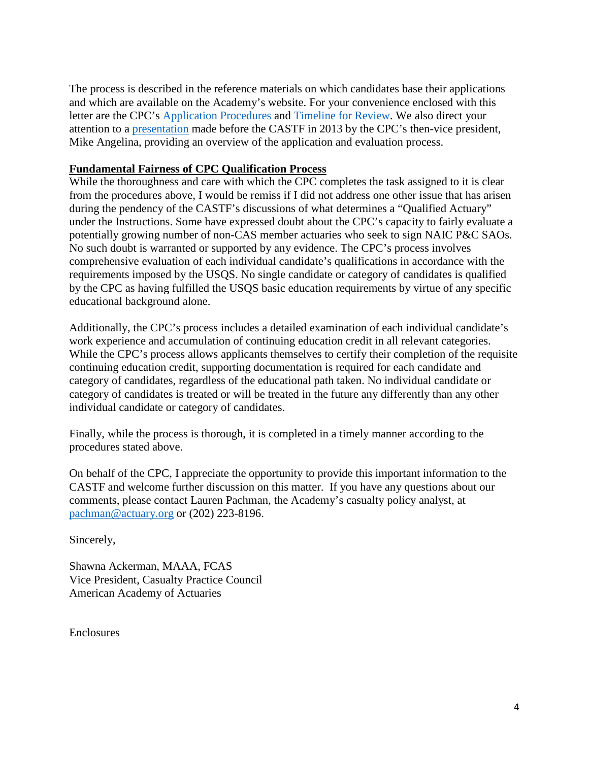The process is described in the reference materials on which candidates base their applications and which are available on the Academy's website. For your convenience enclosed with this letter are the CPC's [Application Procedures](#) and [Timeline for Review](#). We also direct your attention to a [presentation](#) made before the CASTF in 2013 by the CPC's then-vice president, Mike Angelina, providing an overview of the application and evaluation process.

**Fundamental Fairness of CPC Qualification Process**

While the thoroughness and care with which the CPC completes the task assigned to it is clear from the procedures above, I would be remiss if I did not address one other issue that has arisen during the pendency of the CASTF's discussions of what determines a "Qualified Actuary" under the Instructions. Some have expressed doubt about the CPC's capacity to fairly evaluate a potentially growing number of non-CAS member actuaries who seek to sign NAIC P&C SAOs. No such doubt is warranted or supported by any evidence. The CPC's process involves comprehensive evaluation of each individual candidate's qualifications in accordance with the requirements imposed by the USQS. No single candidate or category of candidates is qualified by the CPC as having fulfilled the USQS basic education requirements by virtue of any specific educational background alone.

Additionally, the CPC's process includes a detailed examination of each individual candidate's work experience and accumulation of continuing education credit in all relevant categories. While the CPC's process allows applicants themselves to certify their completion of the requisite continuing education credit, supporting documentation is required for each candidate and category of candidates, regardless of the educational path taken. No individual candidate or category of candidates is treated or will be treated in the future any differently than any other individual candidate or category of candidates.

Finally, while the process is thorough, it is completed in a timely manner according to the procedures stated above.

On behalf of the CPC, I appreciate the opportunity to provide this important information to the CASTF and welcome further discussion on this matter. If you have any questions about our comments, please contact Lauren Pachman, the Academy's casualty policy analyst, at pachman@actuary.org or (202) 223-8196.

Sincerely,

Shawna Ackerman, MAAA, FCAS
Vice President, Casualty Practice Council
American Academy of Actuaries

Enclosures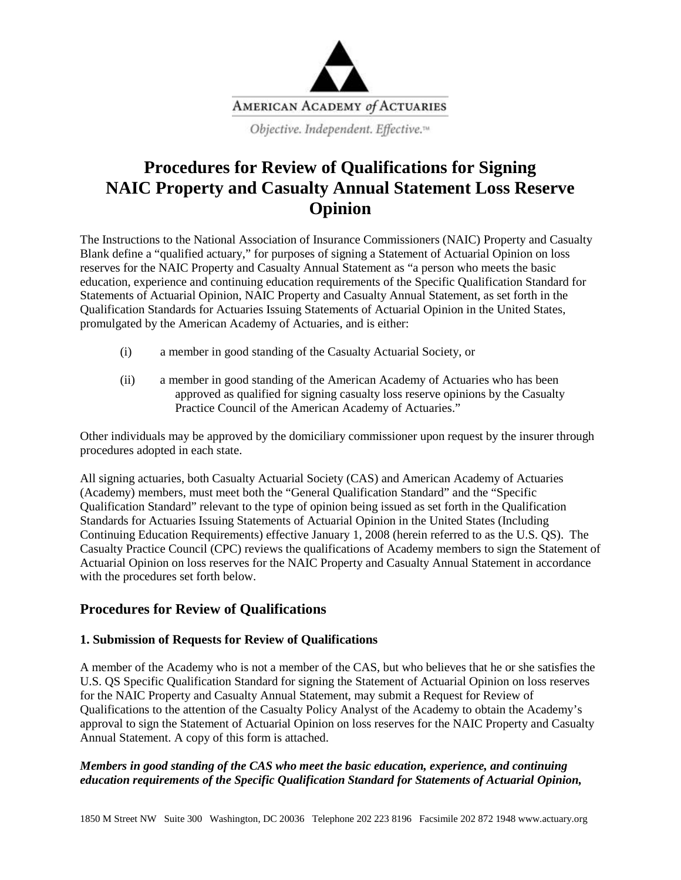AMERICAN ACADEMY *of* ACTUARIES

*Objective. Independent. Effective.™*

# Procedures for Review of Qualifications for Signing NAIC Property and Casualty Annual Statement Loss Reserve Opinion

The Instructions to the National Association of Insurance Commissioners (NAIC) Property and Casualty Blank define a "qualified actuary," for purposes of signing a Statement of Actuarial Opinion on loss reserves for the NAIC Property and Casualty Annual Statement as "a person who meets the basic education, experience and continuing education requirements of the Specific Qualification Standard for Statements of Actuarial Opinion, NAIC Property and Casualty Annual Statement, as set forth in the Qualification Standards for Actuaries Issuing Statements of Actuarial Opinion in the United States, promulgated by the American Academy of Actuaries, and is either:

(i) a member in good standing of the Casualty Actuarial Society, or

(ii) a member in good standing of the American Academy of Actuaries who has been approved as qualified for signing casualty loss reserve opinions by the Casualty Practice Council of the American Academy of Actuaries."

Other individuals may be approved by the domiciliary commissioner upon request by the insurer through procedures adopted in each state.

All signing actuaries, both Casualty Actuarial Society (CAS) and American Academy of Actuaries (Academy) members, must meet both the "General Qualification Standard" and the "Specific Qualification Standard" relevant to the type of opinion being issued as set forth in the Qualification Standards for Actuaries Issuing Statements of Actuarial Opinion in the United States (Including Continuing Education Requirements) effective January 1, 2008 (herein referred to as the U.S. QS). The Casualty Practice Council (CPC) reviews the qualifications of Academy members to sign the Statement of Actuarial Opinion on loss reserves for the NAIC Property and Casualty Annual Statement in accordance with the procedures set forth below.

## Procedures for Review of Qualifications

### 1. Submission of Requests for Review of Qualifications

A member of the Academy who is not a member of the CAS, but who believes that he or she satisfies the U.S. QS Specific Qualification Standard for signing the Statement of Actuarial Opinion on loss reserves for the NAIC Property and Casualty Annual Statement, may submit a Request for Review of Qualifications to the attention of the Casualty Policy Analyst of the Academy to obtain the Academy's approval to sign the Statement of Actuarial Opinion on loss reserves for the NAIC Property and Casualty Annual Statement. A copy of this form is attached.

***Members in good standing of the CAS who meet the basic education, experience, and continuing education requirements of the Specific Qualification Standard for Statements of Actuarial Opinion,***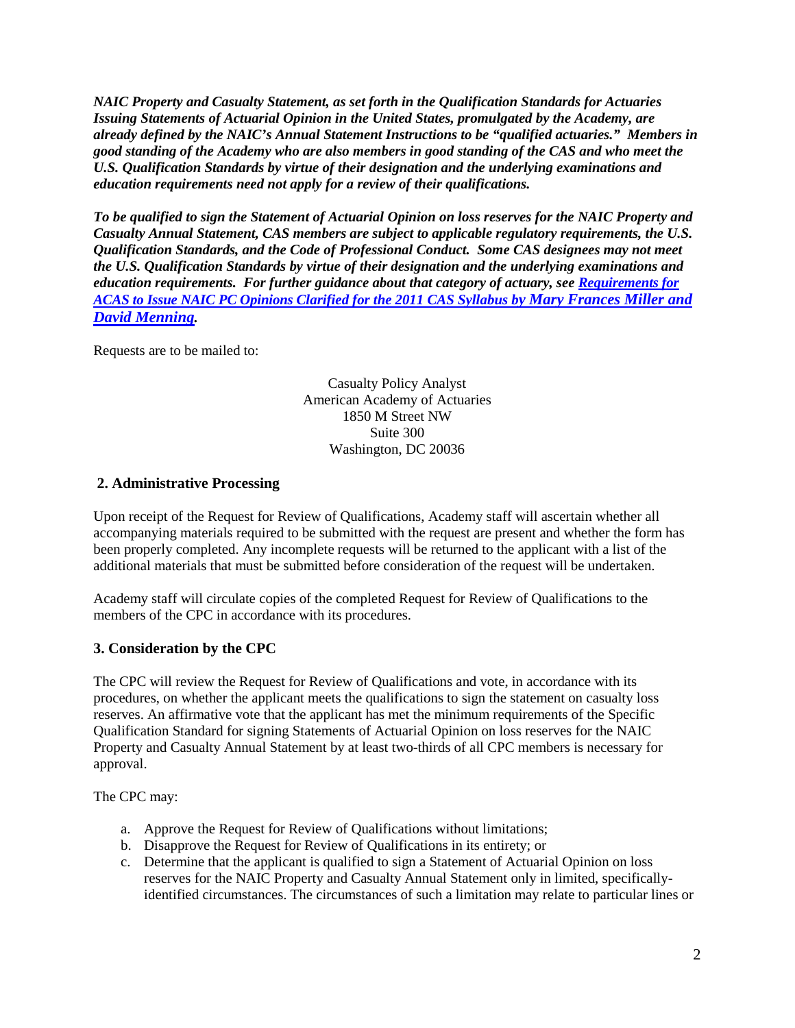***NAIC Property and Casualty Statement, as set forth in the Qualification Standards for Actuaries Issuing Statements of Actuarial Opinion in the United States, promulgated by the Academy, are already defined by the NAIC's Annual Statement Instructions to be "qualified actuaries." Members in good standing of the Academy who are also members in good standing of the CAS and who meet the U.S. Qualification Standards by virtue of their designation and the underlying examinations and education requirements need not apply for a review of their qualifications.***

***To be qualified to sign the Statement of Actuarial Opinion on loss reserves for the NAIC Property and Casualty Annual Statement, CAS members are subject to applicable regulatory requirements, the U.S. Qualification Standards, and the Code of Professional Conduct. Some CAS designees may not meet the U.S. Qualification Standards by virtue of their designation and the underlying examinations and education requirements. For further guidance about that category of actuary, see [Requirements for ACAS to Issue NAIC PC Opinions Clarified for the 2011 CAS Syllabus by Mary Frances Miller and David Menning](). ***

Requests are to be mailed to:

Casualty Policy Analyst
American Academy of Actuaries
1850 M Street NW
Suite 300
Washington, DC 20036

## 2. Administrative Processing

Upon receipt of the Request for Review of Qualifications, Academy staff will ascertain whether all accompanying materials required to be submitted with the request are present and whether the form has been properly completed. Any incomplete requests will be returned to the applicant with a list of the additional materials that must be submitted before consideration of the request will be undertaken.

Academy staff will circulate copies of the completed Request for Review of Qualifications to the members of the CPC in accordance with its procedures.

## 3. Consideration by the CPC

The CPC will review the Request for Review of Qualifications and vote, in accordance with its procedures, on whether the applicant meets the qualifications to sign the statement on casualty loss reserves. An affirmative vote that the applicant has met the minimum requirements of the Specific Qualification Standard for signing Statements of Actuarial Opinion on loss reserves for the NAIC Property and Casualty Annual Statement by at least two-thirds of all CPC members is necessary for approval.

The CPC may:

a. Approve the Request for Review of Qualifications without limitations;
b. Disapprove the Request for Review of Qualifications in its entirety; or
c. Determine that the applicant is qualified to sign a Statement of Actuarial Opinion on loss reserves for the NAIC Property and Casualty Annual Statement only in limited, specifically-identified circumstances. The circumstances of such a limitation may relate to particular lines or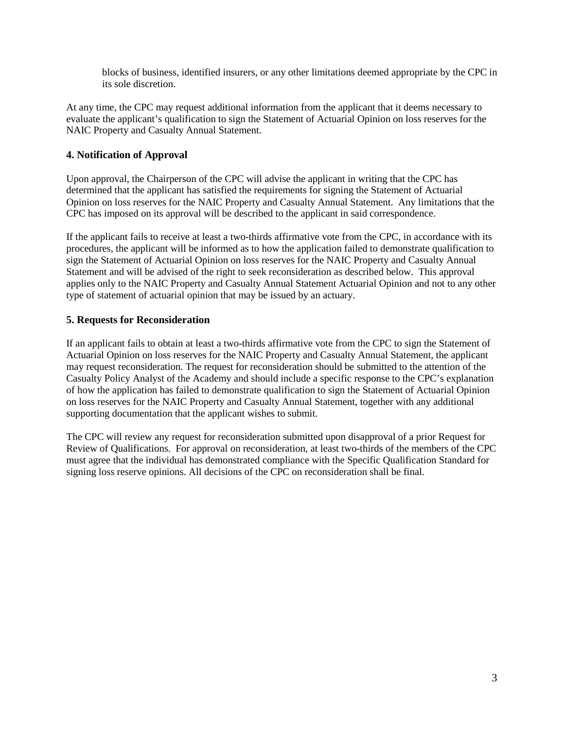blocks of business, identified insurers, or any other limitations deemed appropriate by the CPC in its sole discretion.

At any time, the CPC may request additional information from the applicant that it deems necessary to evaluate the applicant's qualification to sign the Statement of Actuarial Opinion on loss reserves for the NAIC Property and Casualty Annual Statement.

### 4. Notification of Approval

Upon approval, the Chairperson of the CPC will advise the applicant in writing that the CPC has determined that the applicant has satisfied the requirements for signing the Statement of Actuarial Opinion on loss reserves for the NAIC Property and Casualty Annual Statement. Any limitations that the CPC has imposed on its approval will be described to the applicant in said correspondence.

If the applicant fails to receive at least a two-thirds affirmative vote from the CPC, in accordance with its procedures, the applicant will be informed as to how the application failed to demonstrate qualification to sign the Statement of Actuarial Opinion on loss reserves for the NAIC Property and Casualty Annual Statement and will be advised of the right to seek reconsideration as described below. This approval applies only to the NAIC Property and Casualty Annual Statement Actuarial Opinion and not to any other type of statement of actuarial opinion that may be issued by an actuary.

### 5. Requests for Reconsideration

If an applicant fails to obtain at least a two-thirds affirmative vote from the CPC to sign the Statement of Actuarial Opinion on loss reserves for the NAIC Property and Casualty Annual Statement, the applicant may request reconsideration. The request for reconsideration should be submitted to the attention of the Casualty Policy Analyst of the Academy and should include a specific response to the CPC's explanation of how the application has failed to demonstrate qualification to sign the Statement of Actuarial Opinion on loss reserves for the NAIC Property and Casualty Annual Statement, together with any additional supporting documentation that the applicant wishes to submit.

The CPC will review any request for reconsideration submitted upon disapproval of a prior Request for Review of Qualifications. For approval on reconsideration, at least two-thirds of the members of the CPC must agree that the individual has demonstrated compliance with the Specific Qualification Standard for signing loss reserve opinions. All decisions of the CPC on reconsideration shall be final.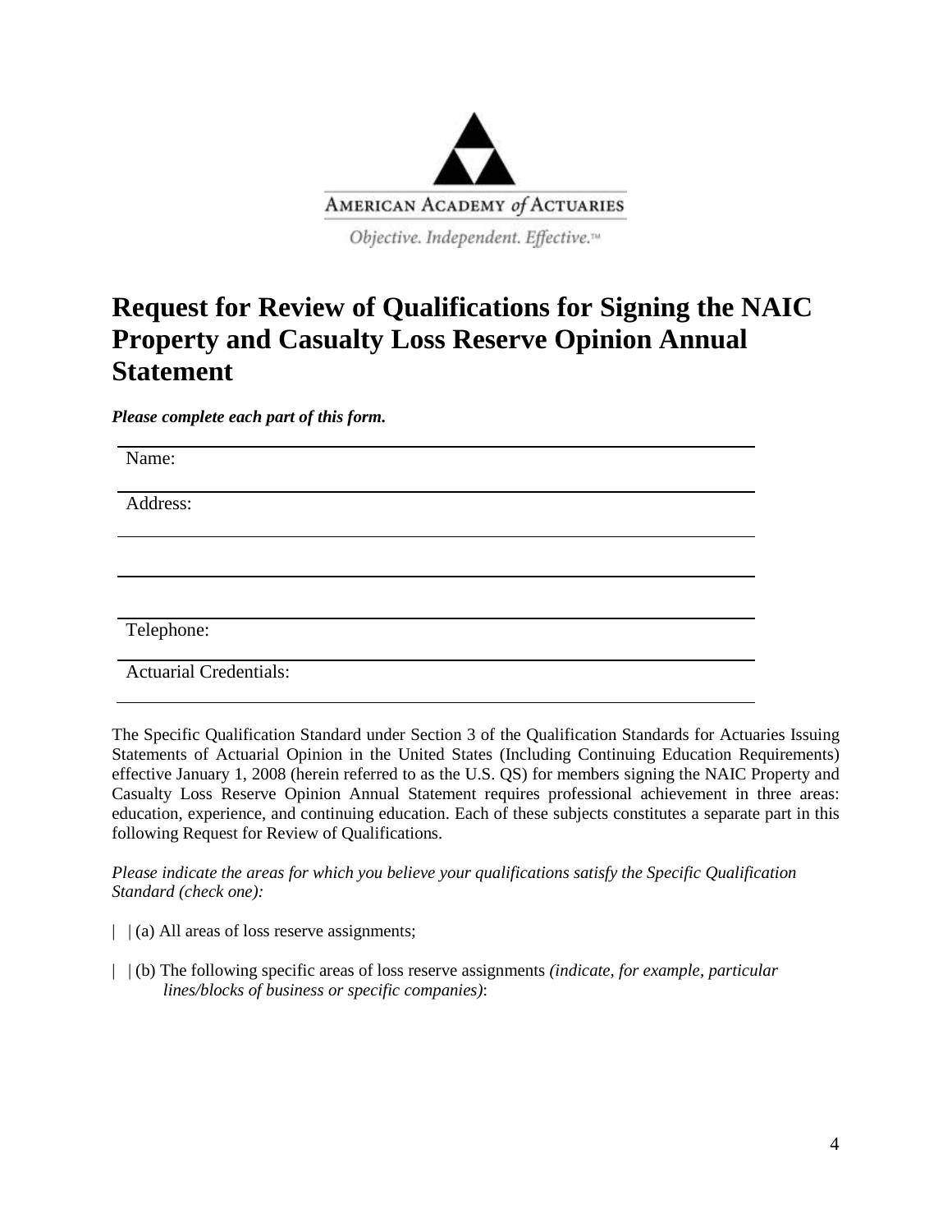AMERICAN ACADEMY *of* ACTUARIES

*Objective. Independent. Effective.™*

# Request for Review of Qualifications for Signing the NAIC Property and Casualty Loss Reserve Opinion Annual Statement

***Please complete each part of this form.***

Name:

Address:

Telephone:

Actuarial Credentials:

The Specific Qualification Standard under Section 3 of the Qualification Standards for Actuaries Issuing Statements of Actuarial Opinion in the United States (Including Continuing Education Requirements) effective January 1, 2008 (herein referred to as the U.S. QS) for members signing the NAIC Property and Casualty Loss Reserve Opinion Annual Statement requires professional achievement in three areas: education, experience, and continuing education. Each of these subjects constitutes a separate part in this following Request for Review of Qualifications.

*Please indicate the areas for which you believe your qualifications satisfy the Specific Qualification Standard (check one):*

| | (a) All areas of loss reserve assignments;

| | (b) The following specific areas of loss reserve assignments *(indicate, for example, particular lines/blocks of business or specific companies)*: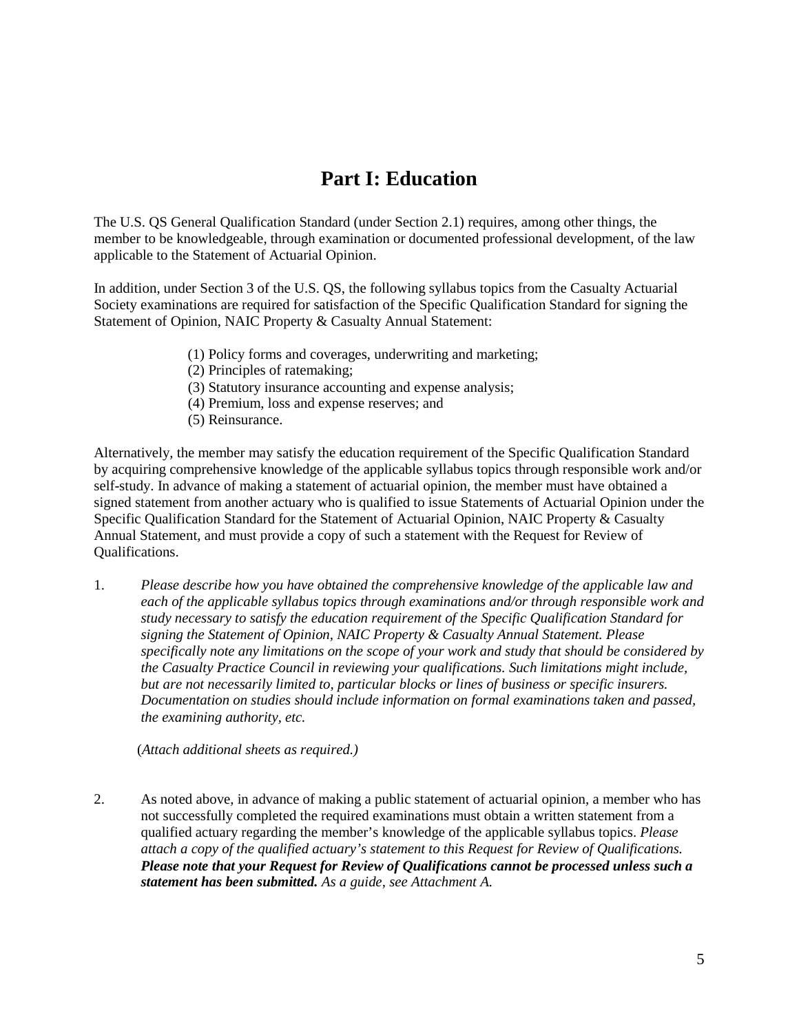# Part I: Education

The U.S. QS General Qualification Standard (under Section 2.1) requires, among other things, the member to be knowledgeable, through examination or documented professional development, of the law applicable to the Statement of Actuarial Opinion.

In addition, under Section 3 of the U.S. QS, the following syllabus topics from the Casualty Actuarial Society examinations are required for satisfaction of the Specific Qualification Standard for signing the Statement of Opinion, NAIC Property & Casualty Annual Statement:

(1) Policy forms and coverages, underwriting and marketing;
(2) Principles of ratemaking;
(3) Statutory insurance accounting and expense analysis;
(4) Premium, loss and expense reserves; and
(5) Reinsurance.

Alternatively, the member may satisfy the education requirement of the Specific Qualification Standard by acquiring comprehensive knowledge of the applicable syllabus topics through responsible work and/or self-study. In advance of making a statement of actuarial opinion, the member must have obtained a signed statement from another actuary who is qualified to issue Statements of Actuarial Opinion under the Specific Qualification Standard for the Statement of Actuarial Opinion, NAIC Property & Casualty Annual Statement, and must provide a copy of such a statement with the Request for Review of Qualifications.

1. *Please describe how you have obtained the comprehensive knowledge of the applicable law and each of the applicable syllabus topics through examinations and/or through responsible work and study necessary to satisfy the education requirement of the Specific Qualification Standard for signing the Statement of Opinion, NAIC Property & Casualty Annual Statement. Please specifically note any limitations on the scope of your work and study that should be considered by the Casualty Practice Council in reviewing your qualifications. Such limitations might include, but are not necessarily limited to, particular blocks or lines of business or specific insurers. Documentation on studies should include information on formal examinations taken and passed, the examining authority, etc.*

   (*Attach additional sheets as required.)*

2. As noted above, in advance of making a public statement of actuarial opinion, a member who has not successfully completed the required examinations must obtain a written statement from a qualified actuary regarding the member's knowledge of the applicable syllabus topics. *Please attach a copy of the qualified actuary's statement to this Request for Review of Qualifications.* ***Please note that your Request for Review of Qualifications cannot be processed unless such a statement has been submitted.*** *As a guide, see Attachment A.*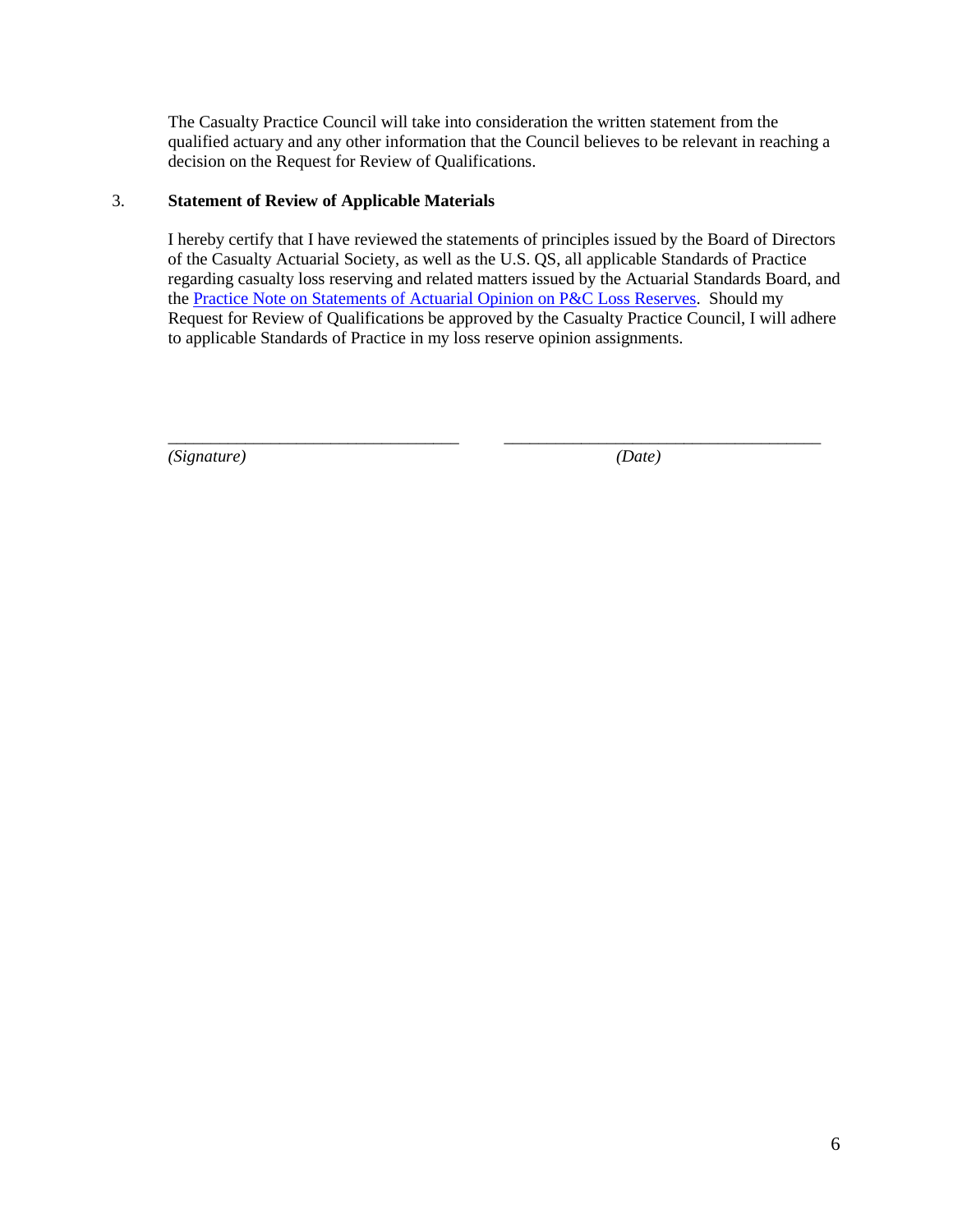The Casualty Practice Council will take into consideration the written statement from the qualified actuary and any other information that the Council believes to be relevant in reaching a decision on the Request for Review of Qualifications.

3. **Statement of Review of Applicable Materials**

I hereby certify that I have reviewed the statements of principles issued by the Board of Directors of the Casualty Actuarial Society, as well as the U.S. QS, all applicable Standards of Practice regarding casualty loss reserving and related matters issued by the Actuarial Standards Board, and the Practice Note on Statements of Actuarial Opinion on P&C Loss Reserves. Should my Request for Review of Qualifications be approved by the Casualty Practice Council, I will adhere to applicable Standards of Practice in my loss reserve opinion assignments.

\_\_\_\_\_\_\_\_\_\_\_\_\_\_\_\_\_\_\_\_\_\_\_\_\_\_\_\_\_\_\_\_\_\_ \_\_\_\_\_\_\_\_\_\_\_\_\_\_\_\_\_\_\_\_\_\_\_\_\_\_\_\_\_\_\_\_\_\_\_\_\_
*(Signature)* *(Date)*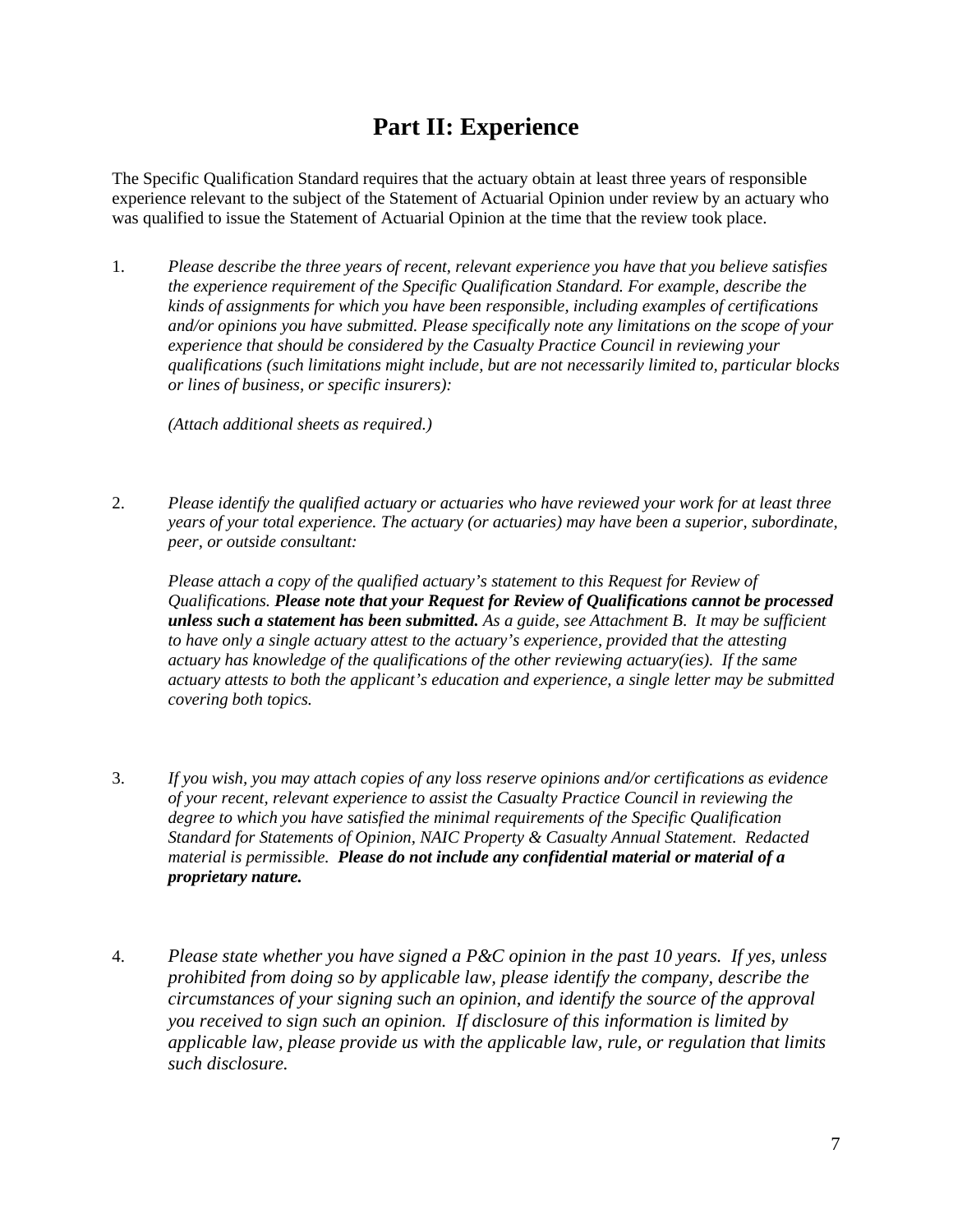# Part II: Experience

The Specific Qualification Standard requires that the actuary obtain at least three years of responsible experience relevant to the subject of the Statement of Actuarial Opinion under review by an actuary who was qualified to issue the Statement of Actuarial Opinion at the time that the review took place.

1. *Please describe the three years of recent, relevant experience you have that you believe satisfies the experience requirement of the Specific Qualification Standard. For example, describe the kinds of assignments for which you have been responsible, including examples of certifications and/or opinions you have submitted. Please specifically note any limitations on the scope of your experience that should be considered by the Casualty Practice Council in reviewing your qualifications (such limitations might include, but are not necessarily limited to, particular blocks or lines of business, or specific insurers):*

   *(Attach additional sheets as required.)*

2. *Please identify the qualified actuary or actuaries who have reviewed your work for at least three years of your total experience. The actuary (or actuaries) may have been a superior, subordinate, peer, or outside consultant:*

   *Please attach a copy of the qualified actuary's statement to this Request for Review of Qualifications.* ***Please note that your Request for Review of Qualifications cannot be processed unless such a statement has been submitted.*** *As a guide, see Attachment B. It may be sufficient to have only a single actuary attest to the actuary's experience, provided that the attesting actuary has knowledge of the qualifications of the other reviewing actuary(ies). If the same actuary attests to both the applicant's education and experience, a single letter may be submitted covering both topics.*

3. *If you wish, you may attach copies of any loss reserve opinions and/or certifications as evidence of your recent, relevant experience to assist the Casualty Practice Council in reviewing the degree to which you have satisfied the minimal requirements of the Specific Qualification Standard for Statements of Opinion, NAIC Property & Casualty Annual Statement. Redacted material is permissible.* ***Please do not include any confidential material or material of a proprietary nature.***

4. *Please state whether you have signed a P&C opinion in the past 10 years. If yes, unless prohibited from doing so by applicable law, please identify the company, describe the circumstances of your signing such an opinion, and identify the source of the approval you received to sign such an opinion. If disclosure of this information is limited by applicable law, please provide us with the applicable law, rule, or regulation that limits such disclosure.*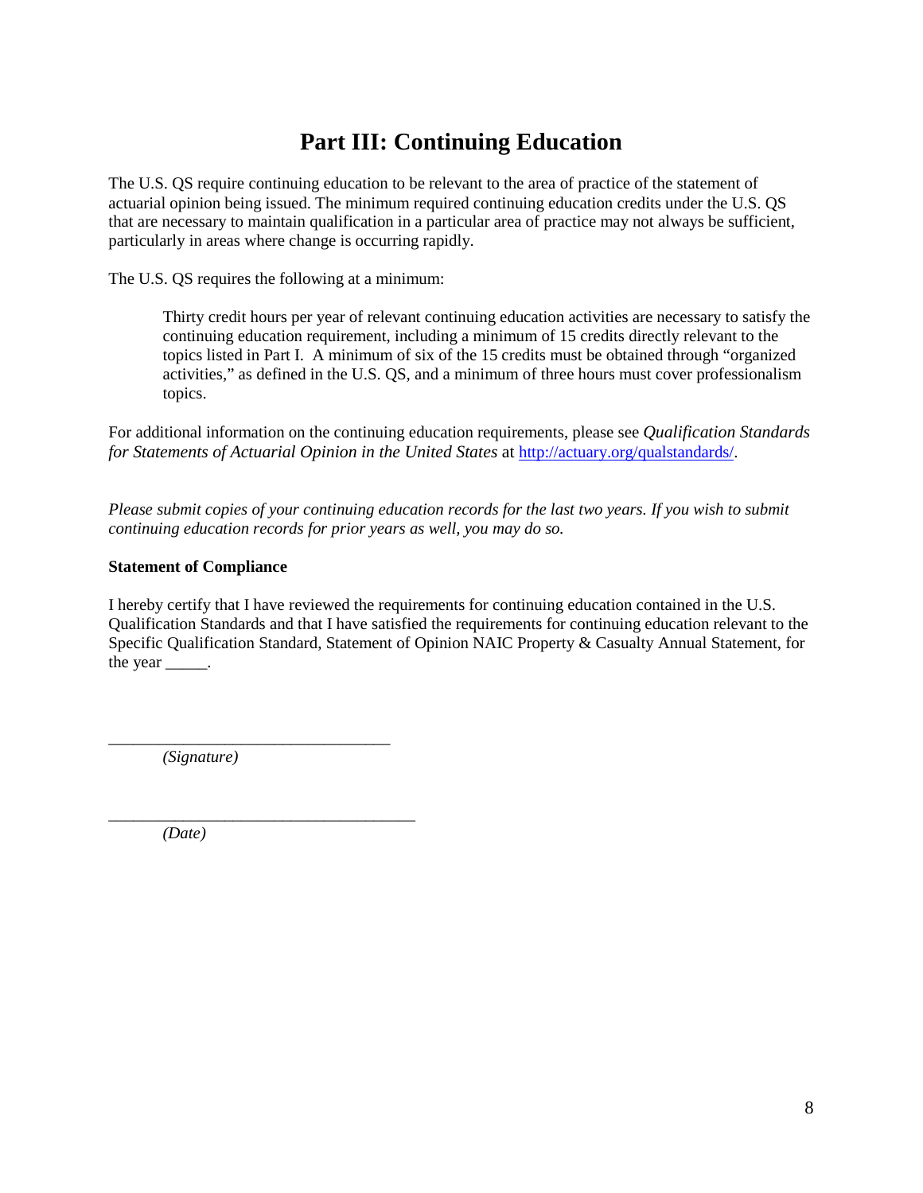# Part III: Continuing Education

The U.S. QS require continuing education to be relevant to the area of practice of the statement of actuarial opinion being issued. The minimum required continuing education credits under the U.S. QS that are necessary to maintain qualification in a particular area of practice may not always be sufficient, particularly in areas where change is occurring rapidly.

The U.S. QS requires the following at a minimum:

> Thirty credit hours per year of relevant continuing education activities are necessary to satisfy the continuing education requirement, including a minimum of 15 credits directly relevant to the topics listed in Part I. A minimum of six of the 15 credits must be obtained through "organized activities," as defined in the U.S. QS, and a minimum of three hours must cover professionalism topics.

For additional information on the continuing education requirements, please see *Qualification Standards for Statements of Actuarial Opinion in the United States* at [http://actuary.org/qualstandards/](http://actuary.org/qualstandards/).

*Please submit copies of your continuing education records for the last two years. If you wish to submit continuing education records for prior years as well, you may do so.*

**Statement of Compliance**

I hereby certify that I have reviewed the requirements for continuing education contained in the U.S. Qualification Standards and that I have satisfied the requirements for continuing education relevant to the Specific Qualification Standard, Statement of Opinion NAIC Property & Casualty Annual Statement, for the year _____.

_________________________________
*(Signature)*

____________________________________
*(Date)*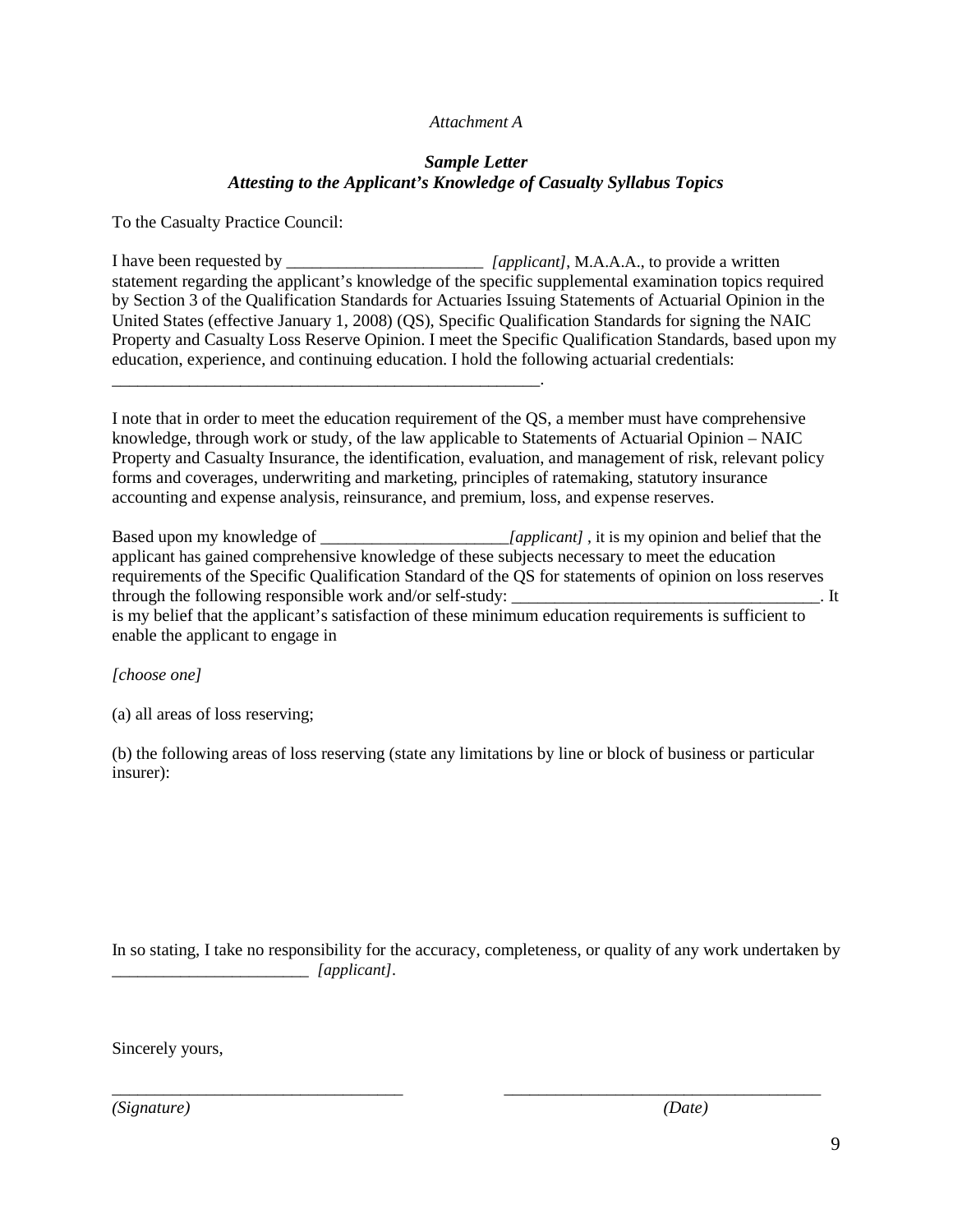*Attachment A*

***Sample Letter***
***Attesting to the Applicant's Knowledge of Casualty Syllabus Topics***

To the Casualty Practice Council:

I have been requested by _______________________ *[applicant]*, M.A.A.A., to provide a written statement regarding the applicant's knowledge of the specific supplemental examination topics required by Section 3 of the Qualification Standards for Actuaries Issuing Statements of Actuarial Opinion in the United States (effective January 1, 2008) (QS), Specific Qualification Standards for signing the NAIC Property and Casualty Loss Reserve Opinion. I meet the Specific Qualification Standards, based upon my education, experience, and continuing education. I hold the following actuarial credentials: ____________________________________________________.

I note that in order to meet the education requirement of the QS, a member must have comprehensive knowledge, through work or study, of the law applicable to Statements of Actuarial Opinion – NAIC Property and Casualty Insurance, the identification, evaluation, and management of risk, relevant policy forms and coverages, underwriting and marketing, principles of ratemaking, statutory insurance accounting and expense analysis, reinsurance, and premium, loss, and expense reserves.

Based upon my knowledge of ______________________*[applicant]* , it is my opinion and belief that the applicant has gained comprehensive knowledge of these subjects necessary to meet the education requirements of the Specific Qualification Standard of the QS for statements of opinion on loss reserves through the following responsible work and/or self-study: ____________________________________. It is my belief that the applicant's satisfaction of these minimum education requirements is sufficient to enable the applicant to engage in

*[choose one]*

(a) all areas of loss reserving;

(b) the following areas of loss reserving (state any limitations by line or block of business or particular insurer):

In so stating, I take no responsibility for the accuracy, completeness, or quality of any work undertaken by _______________________ *[applicant]*.

Sincerely yours,

___________________________________ ______________________________________
*(Signature)* *(Date)*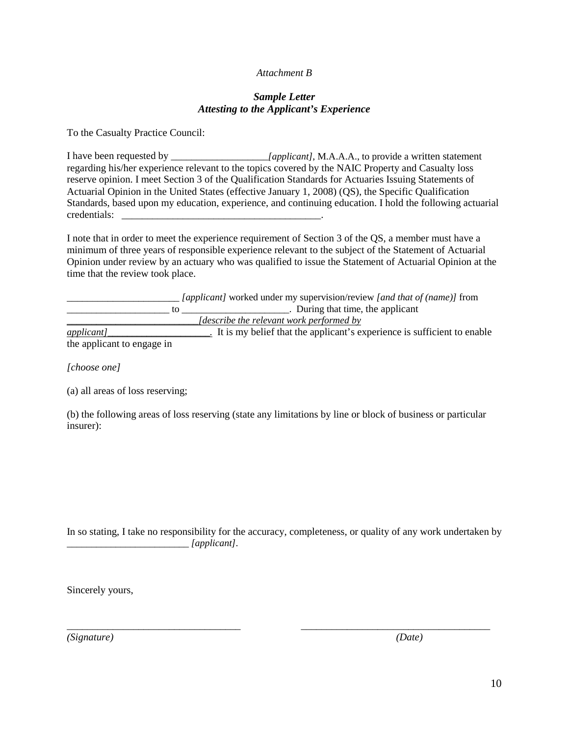*Attachment B*

***Sample Letter***
***Attesting to the Applicant's Experience***

To the Casualty Practice Council:

I have been requested by ___________________*[applicant]*, M.A.A.A., to provide a written statement regarding his/her experience relevant to the topics covered by the NAIC Property and Casualty loss reserve opinion. I meet Section 3 of the Qualification Standards for Actuaries Issuing Statements of Actuarial Opinion in the United States (effective January 1, 2008) (QS), the Specific Qualification Standards, based upon my education, experience, and continuing education. I hold the following actuarial credentials: _______________________________________.

I note that in order to meet the experience requirement of Section 3 of the QS, a member must have a minimum of three years of responsible experience relevant to the subject of the Statement of Actuarial Opinion under review by an actuary who was qualified to issue the Statement of Actuarial Opinion at the time that the review took place.

______________________ *[applicant]* worked under my supervision/review *[and that of (name)]* from ____________________ to _____________________. During that time, the applicant __________________________*[describe the relevant work performed by applicant]*____________________. It is my belief that the applicant's experience is sufficient to enable the applicant to engage in

*[choose one]*

(a) all areas of loss reserving;

(b) the following areas of loss reserving (state any limitations by line or block of business or particular insurer):

In so stating, I take no responsibility for the accuracy, completeness, or quality of any work undertaken by ________________________ *[applicant]*.

Sincerely yours,

__________________________________ __________________________________
*(Signature)* *(Date)*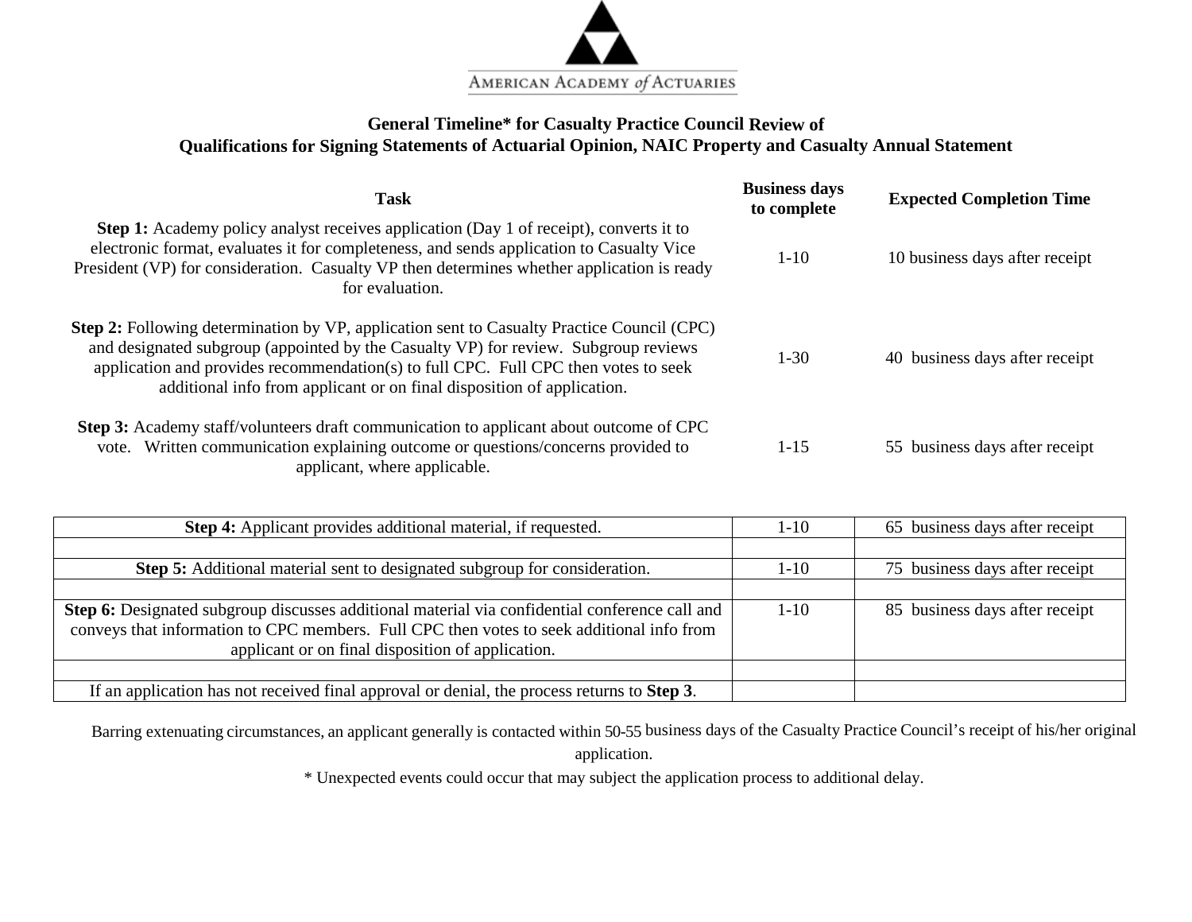AMERICAN ACADEMY of ACTUARIES

## General Timeline* for Casualty Practice Council Review of Qualifications for Signing Statements of Actuarial Opinion, NAIC Property and Casualty Annual Statement

| Task | Business days to complete | Expected Completion Time |
|---|---|---|
| **Step 1:** Academy policy analyst receives application (Day 1 of receipt), converts it to electronic format, evaluates it for completeness, and sends application to Casualty Vice President (VP) for consideration. Casualty VP then determines whether application is ready for evaluation. | 1-10 | 10 business days after receipt |
| **Step 2:** Following determination by VP, application sent to Casualty Practice Council (CPC) and designated subgroup (appointed by the Casualty VP) for review. Subgroup reviews application and provides recommendation(s) to full CPC. Full CPC then votes to seek additional info from applicant or on final disposition of application. | 1-30 | 40 business days after receipt |
| **Step 3:** Academy staff/volunteers draft communication to applicant about outcome of CPC vote. Written communication explaining outcome or questions/concerns provided to applicant, where applicable. | 1-15 | 55 business days after receipt |
| **Step 4:** Applicant provides additional material, if requested. | 1-10 | 65 business days after receipt |
| **Step 5:** Additional material sent to designated subgroup for consideration. | 1-10 | 75 business days after receipt |
| **Step 6:** Designated subgroup discusses additional material via confidential conference call and conveys that information to CPC members. Full CPC then votes to seek additional info from applicant or on final disposition of application. | 1-10 | 85 business days after receipt |
| If an application has not received final approval or denial, the process returns to **Step 3**. | | |

Barring extenuating circumstances, an applicant generally is contacted within 50-55 business days of the Casualty Practice Council's receipt of his/her original application.

* Unexpected events could occur that may subject the application process to additional delay.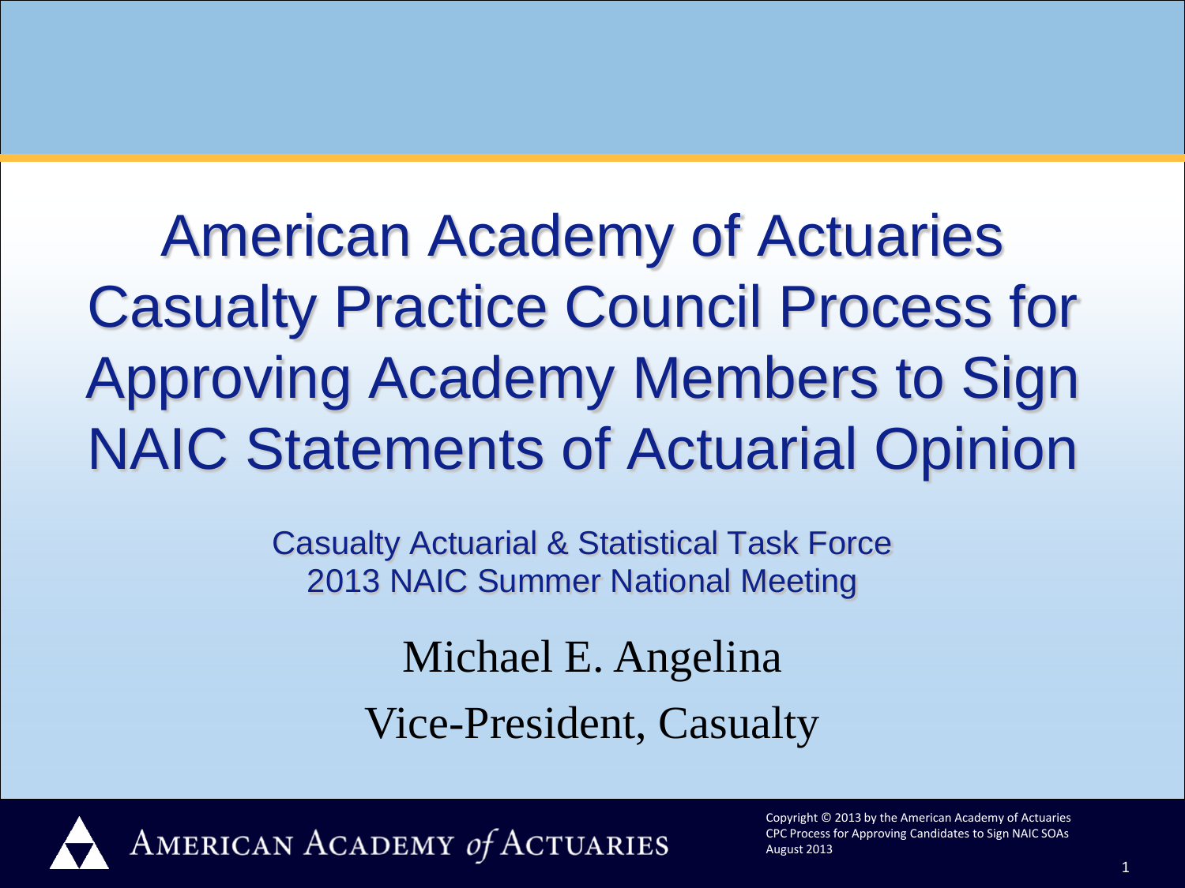# American Academy of Actuaries Casualty Practice Council Process for Approving Academy Members to Sign NAIC Statements of Actuarial Opinion

Casualty Actuarial & Statistical Task Force
2013 NAIC Summer National Meeting

Michael E. Angelina

Vice-President, Casualty

AMERICAN ACADEMY *of* ACTUARIES

Copyright © 2013 by the American Academy of Actuaries
CPC Process for Approving Candidates to Sign NAIC SOAs
August 2013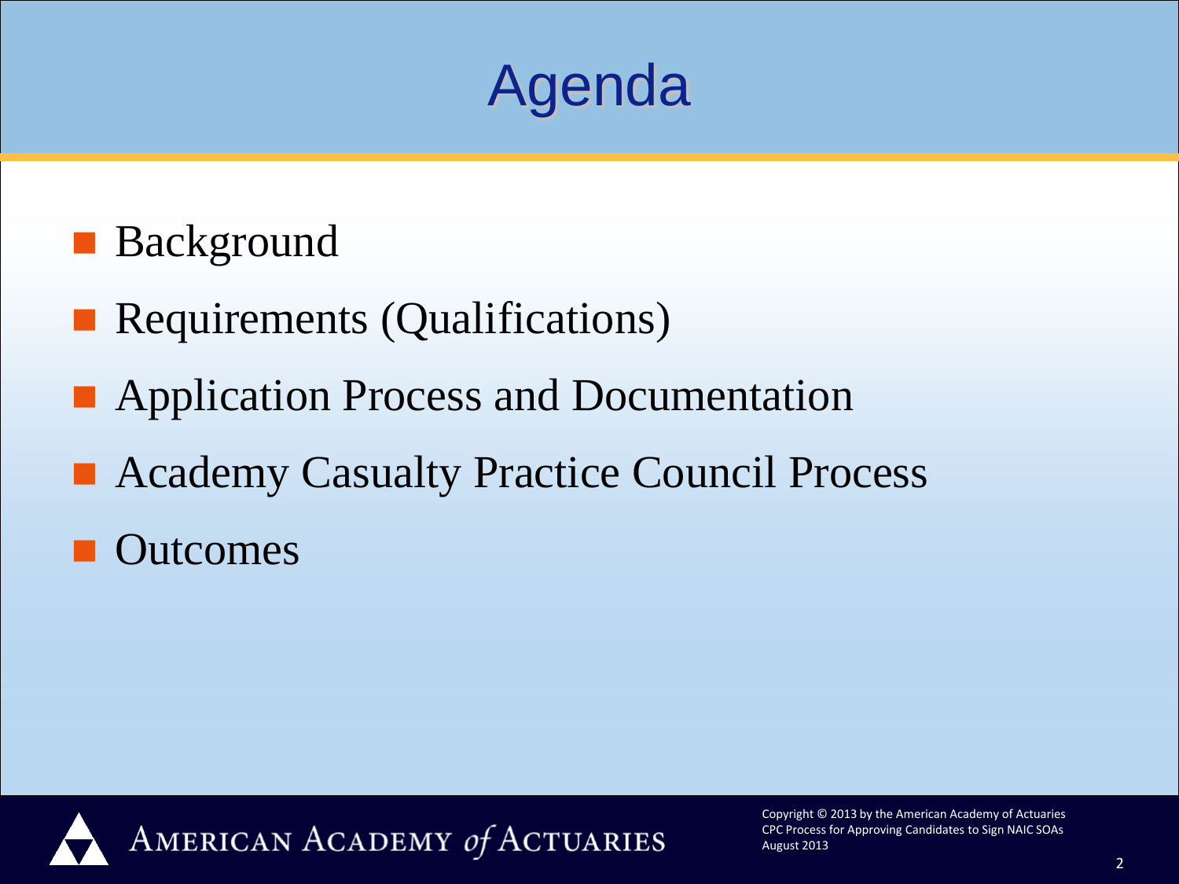# Agenda

- Background
- Requirements (Qualifications)
- Application Process and Documentation
- Academy Casualty Practice Council Process
- Outcomes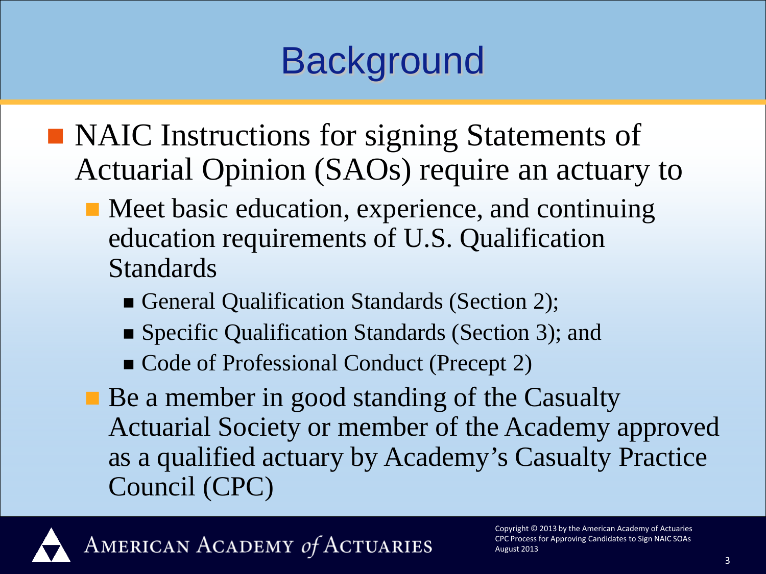# Background

- NAIC Instructions for signing Statements of Actuarial Opinion (SAOs) require an actuary to
  - Meet basic education, experience, and continuing education requirements of U.S. Qualification Standards
    - General Qualification Standards (Section 2);
    - Specific Qualification Standards (Section 3); and
    - Code of Professional Conduct (Precept 2)
  - Be a member in good standing of the Casualty Actuarial Society or member of the Academy approved as a qualified actuary by Academy's Casualty Practice Council (CPC)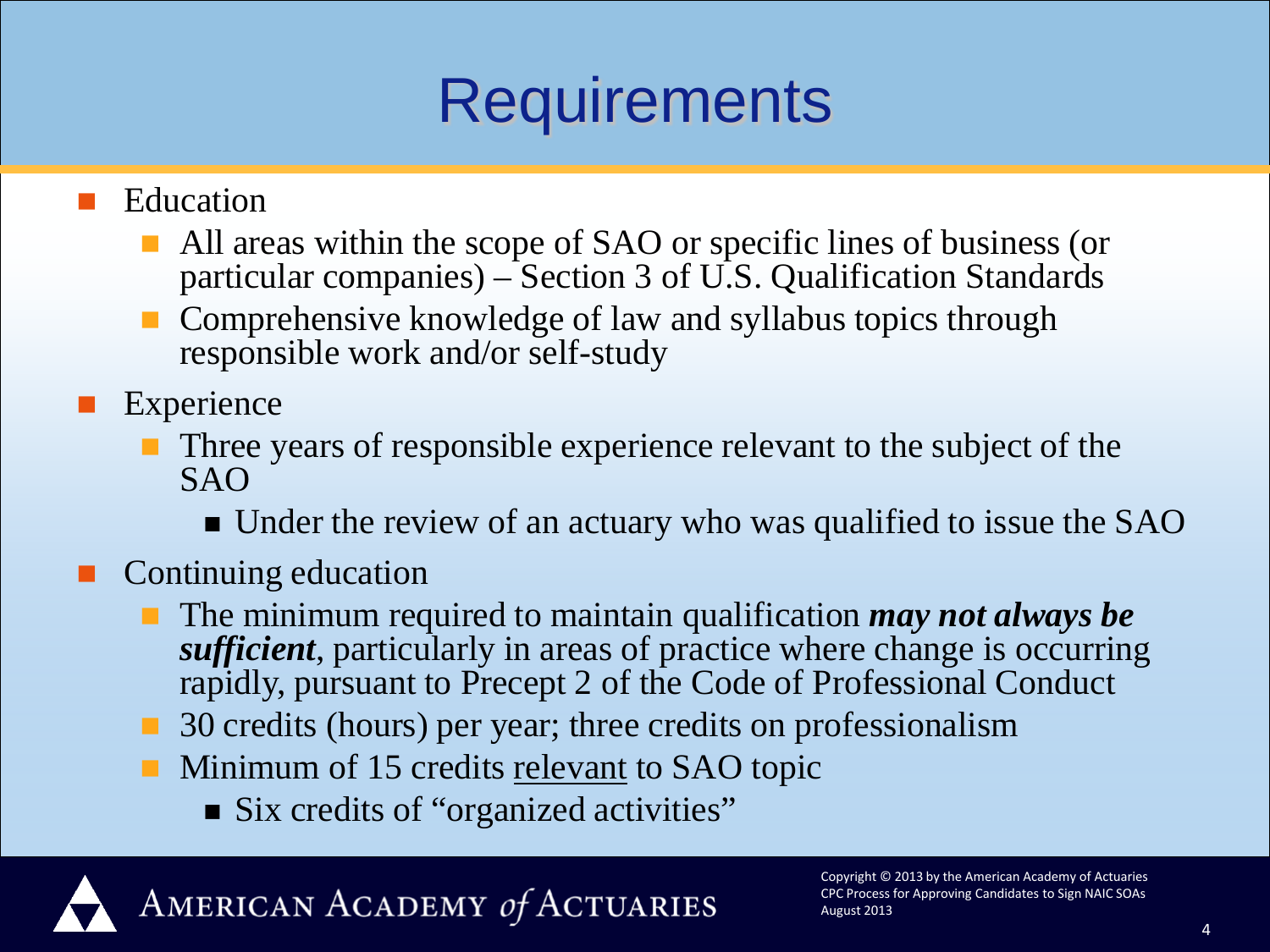# Requirements

- Education
  - All areas within the scope of SAO or specific lines of business (or particular companies) – Section 3 of U.S. Qualification Standards
  - Comprehensive knowledge of law and syllabus topics through responsible work and/or self-study
- Experience
  - Three years of responsible experience relevant to the subject of the SAO
    - Under the review of an actuary who was qualified to issue the SAO
- Continuing education
  - The minimum required to maintain qualification ***may not always be sufficient***, particularly in areas of practice where change is occurring rapidly, pursuant to Precept 2 of the Code of Professional Conduct
  - 30 credits (hours) per year; three credits on professionalism
  - Minimum of 15 credits <u>relevant</u> to SAO topic
    - Six credits of "organized activities"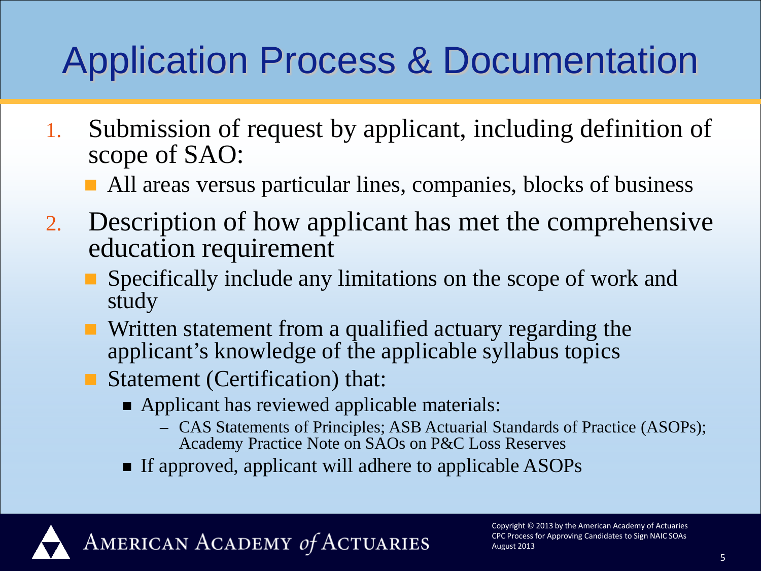# Application Process & Documentation

1. Submission of request by applicant, including definition of scope of SAO:
   - All areas versus particular lines, companies, blocks of business
2. Description of how applicant has met the comprehensive education requirement
   - Specifically include any limitations on the scope of work and study
   - Written statement from a qualified actuary regarding the applicant's knowledge of the applicable syllabus topics
   - Statement (Certification) that:
     - Applicant has reviewed applicable materials:
       - CAS Statements of Principles; ASB Actuarial Standards of Practice (ASOPs); Academy Practice Note on SAOs on P&C Loss Reserves
     - If approved, applicant will adhere to applicable ASOPs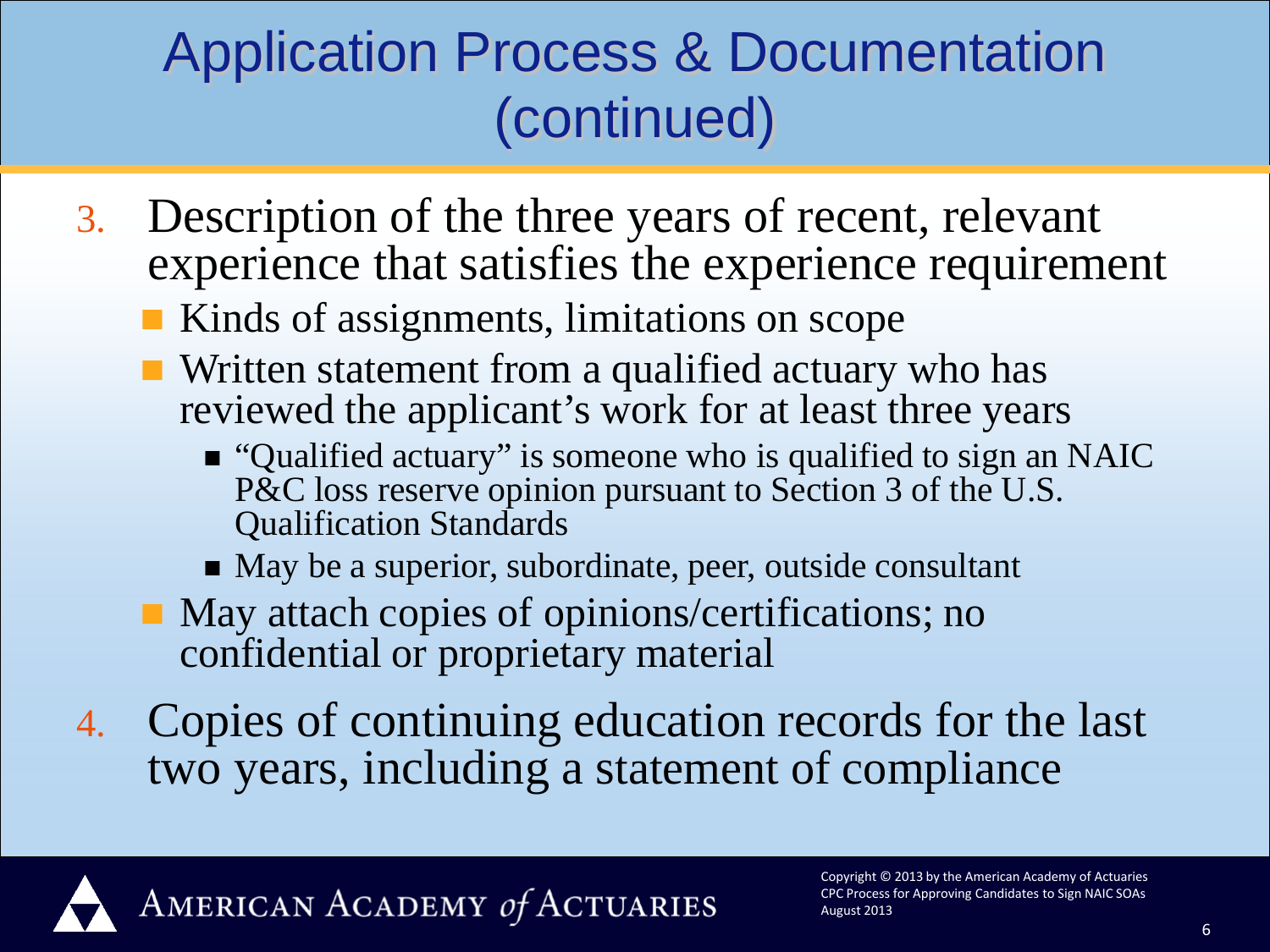# Application Process & Documentation (continued)

3. Description of the three years of recent, relevant experience that satisfies the experience requirement
   - Kinds of assignments, limitations on scope
   - Written statement from a qualified actuary who has reviewed the applicant's work for at least three years
     - "Qualified actuary" is someone who is qualified to sign an NAIC P&C loss reserve opinion pursuant to Section 3 of the U.S. Qualification Standards
     - May be a superior, subordinate, peer, outside consultant
   - May attach copies of opinions/certifications; no confidential or proprietary material
4. Copies of continuing education records for the last two years, including a statement of compliance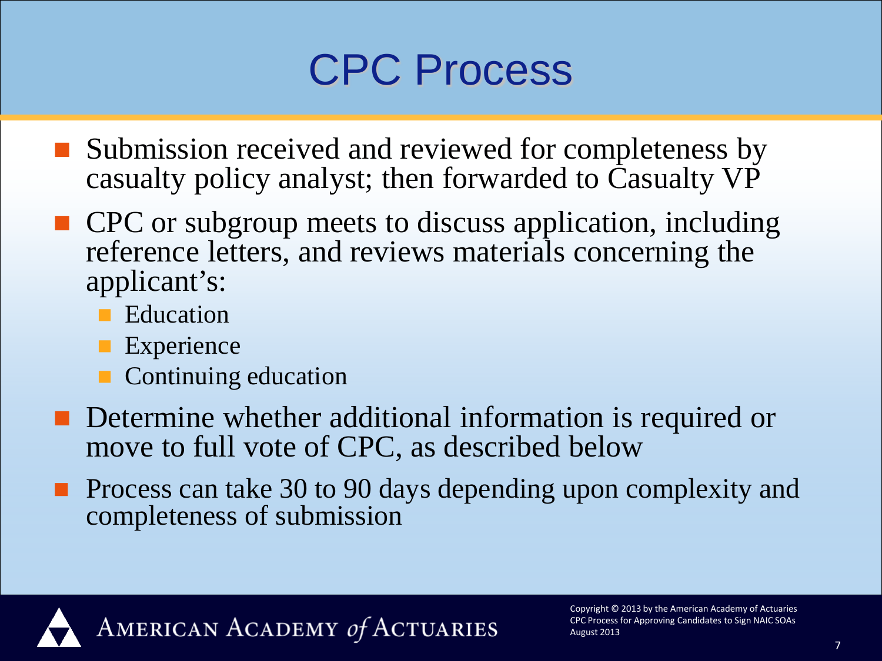# CPC Process

- Submission received and reviewed for completeness by casualty policy analyst; then forwarded to Casualty VP
- CPC or subgroup meets to discuss application, including reference letters, and reviews materials concerning the applicant's:
  - Education
  - Experience
  - Continuing education
- Determine whether additional information is required or move to full vote of CPC, as described below
- Process can take 30 to 90 days depending upon complexity and completeness of submission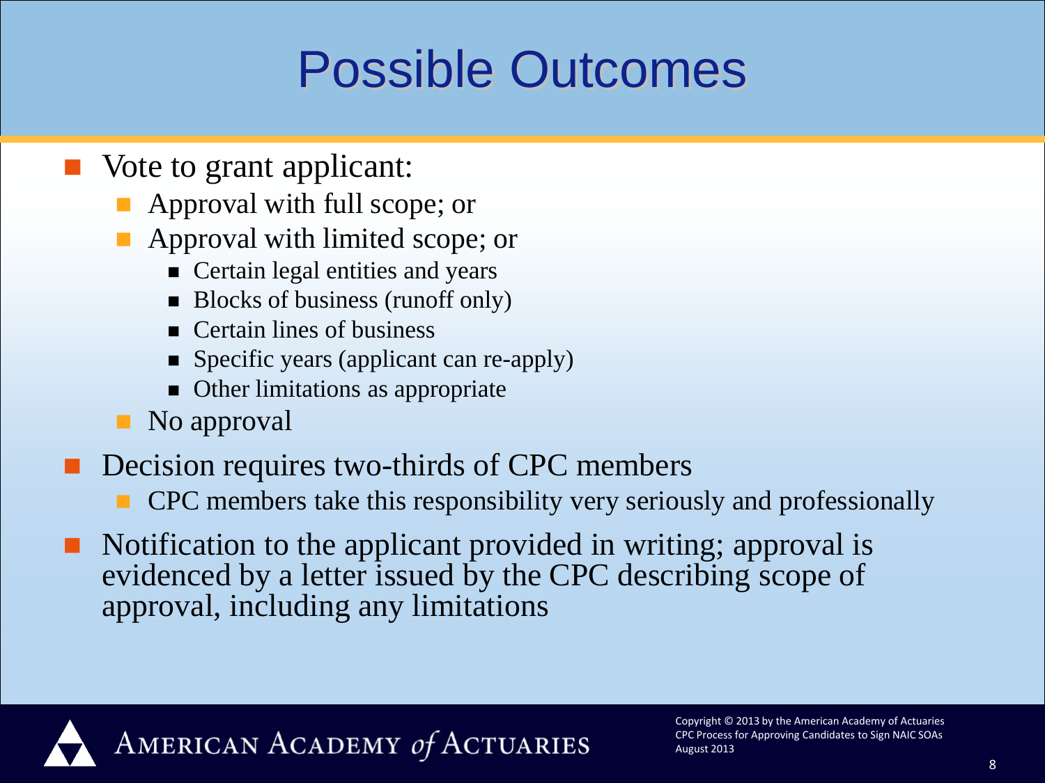# Possible Outcomes

- Vote to grant applicant:
  - Approval with full scope; or
  - Approval with limited scope; or
    - Certain legal entities and years
    - Blocks of business (runoff only)
    - Certain lines of business
    - Specific years (applicant can re-apply)
    - Other limitations as appropriate
  - No approval
- Decision requires two-thirds of CPC members
  - CPC members take this responsibility very seriously and professionally
- Notification to the applicant provided in writing; approval is evidenced by a letter issued by the CPC describing scope of approval, including any limitations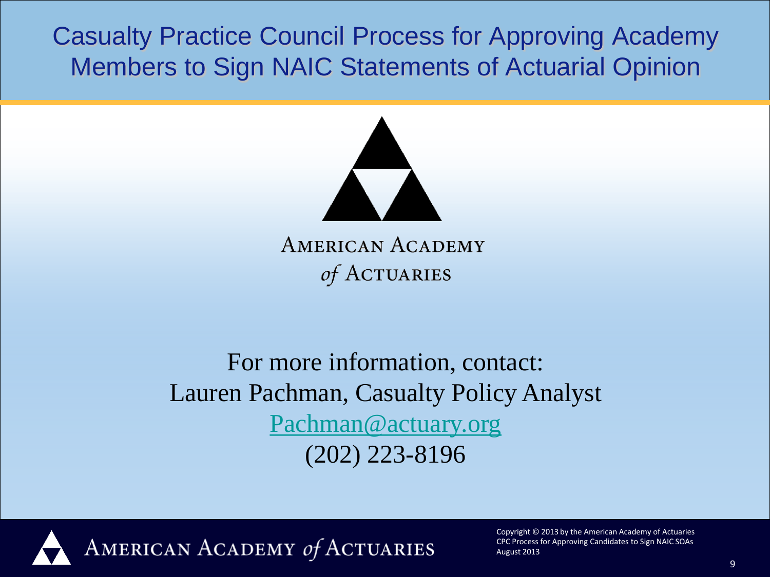# Casualty Practice Council Process for Approving Academy Members to Sign NAIC Statements of Actuarial Opinion

AMERICAN ACADEMY *of* ACTUARIES

For more information, contact:
Lauren Pachman, Casualty Policy Analyst
[Pachman@actuary.org](mailto:Pachman@actuary.org)
(202) 223-8196